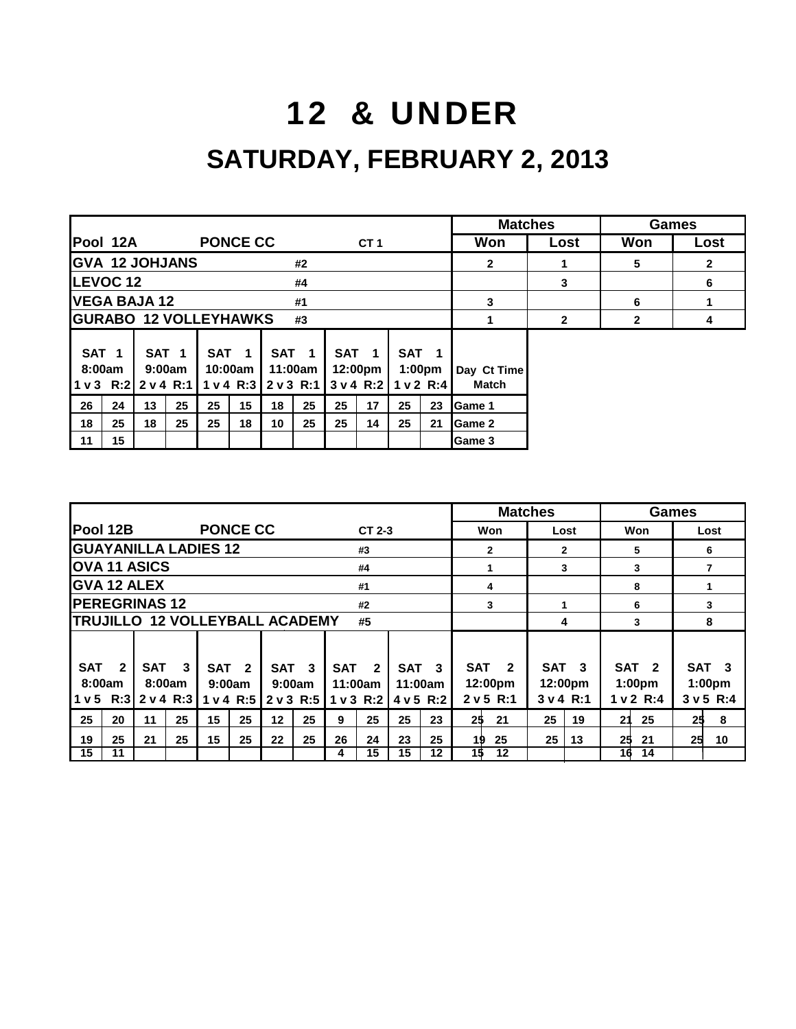# 12 & UNDER

## SATURDAY, FEBRUARY 2, 2013

| Pool 12A | PONCE CC | CT 1 | Matches Won | Matches Lost | Games Won | Games Lost |
|---|---|---|---|---|---|---|
| GVA 12 JOHJANS | | #2 | 2 | 1 | 5 | 2 |
| LEVOC 12 | | #4 | | 3 | | 6 |
| VEGA BAJA 12 | | #1 | 3 | | 6 | 1 |
| GURABO 12 VOLLEYHAWKS | | #3 | 1 | 2 | 2 | 4 |

| SAT 1 8:00am 1 v 3 R:2 | | SAT 1 9:00am 2 v 4 R:1 | | SAT 1 10:00am 1 v 4 R:3 | | SAT 1 11:00am 2 v 3 R:1 | | SAT 1 12:00pm 3 v 4 R:2 | | SAT 1 1:00pm 1 v 2 R:4 | | Day Ct Time Match |
|---|---|---|---|---|---|---|---|---|---|---|---|---|
| 26 | 24 | 13 | 25 | 25 | 15 | 18 | 25 | 25 | 17 | 25 | 23 | Game 1 |
| 18 | 25 | 18 | 25 | 25 | 18 | 10 | 25 | 25 | 14 | 25 | 21 | Game 2 |
| 11 | 15 | | | | | | | | | | | Game 3 |

| Pool 12B | PONCE CC | CT 2-3 | Matches Won | Matches Lost | Games Won | Games Lost |
|---|---|---|---|---|---|---|
| GUAYANILLA LADIES 12 | | #3 | 2 | 2 | 5 | 6 |
| OVA 11 ASICS | | #4 | 1 | 3 | 3 | 7 |
| GVA 12 ALEX | | #1 | 4 | | 8 | 1 |
| PEREGRINAS 12 | | #2 | 3 | 1 | 6 | 3 |
| TRUJILLO 12 VOLLEYBALL ACADEMY | | #5 | | 4 | 3 | 8 |

| SAT 2 8:00am 1 v 5 R:3 | | SAT 3 8:00am 2 v 4 R:3 | | SAT 2 9:00am 1 v 4 R:5 | | SAT 3 9:00am 2 v 3 R:5 | | SAT 2 11:00am 1 v 3 R:2 | | SAT 3 11:00am 4 v 5 R:2 | | SAT 2 12:00pm 2 v 5 R:1 | | SAT 3 12:00pm 3 v 4 R:1 | | SAT 2 1:00pm 1 v 2 R:4 | | SAT 3 1:00pm 3 v 5 R:4 | |
|---|---|---|---|---|---|---|---|---|---|---|---|---|---|---|---|---|---|---|---|
| 25 | 20 | 11 | 25 | 15 | 25 | 12 | 25 | 9 | 25 | 25 | 23 | 25 | 21 | 25 | 19 | 21 | 25 | 25 | 8 |
| 19 | 25 | 21 | 25 | 15 | 25 | 22 | 25 | 26 | 24 | 23 | 25 | 19 | 25 | 25 | 13 | 25 | 21 | 25 | 10 |
| 15 | 11 | | | | | | | 4 | 15 | 15 | 12 | 15 | 12 | | | 16 | 14 | | |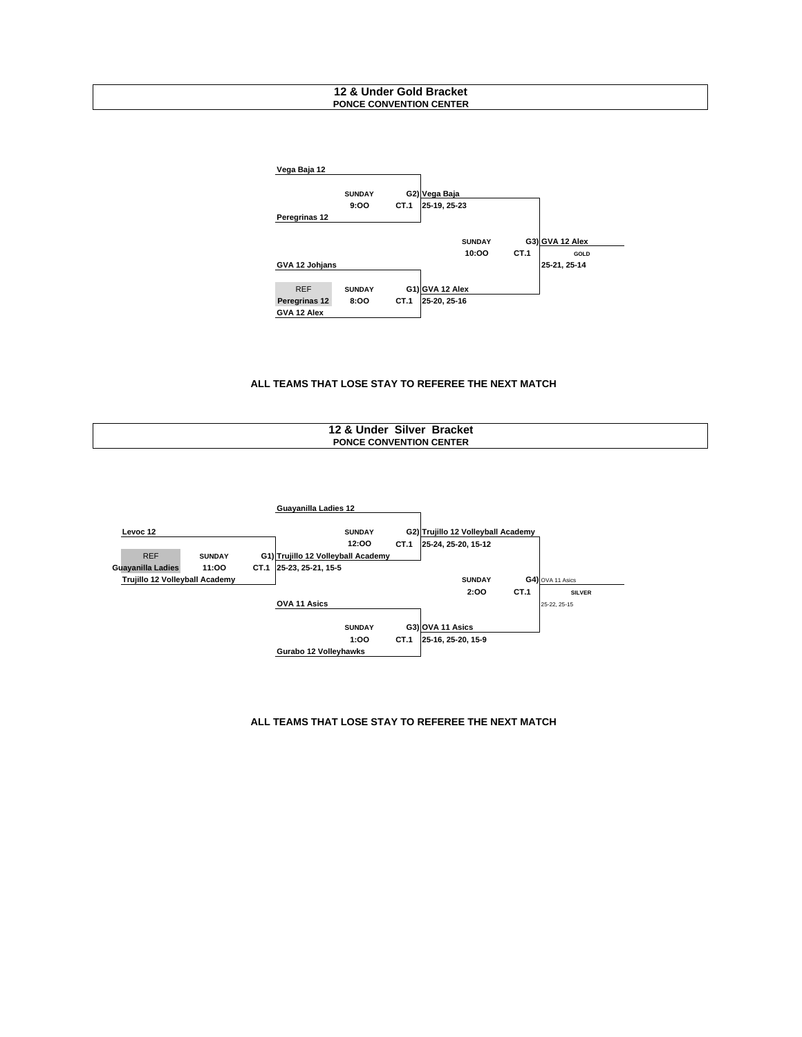## 12 & Under Gold Bracket
**PONCE CONVENTION CENTER**

**G2) Vega Baja** — SUNDAY 9:OO CT.1
- Vega Baja 12
- Peregrinas 12
- Result: Vega Baja 25-19, 25-23

**G1) GVA 12 Alex** — SUNDAY 8:OO CT.1
- GVA 12 Johjans
- GVA 12 Alex
- REF: Peregrinas 12
- Result: GVA 12 Alex 25-20, 25-16

**G3) GVA 12 Alex** — SUNDAY 10:OO CT.1
- GOLD
- 25-21, 25-14

**ALL TEAMS THAT LOSE STAY TO REFEREE THE NEXT MATCH**

## 12 & Under Silver Bracket
**PONCE CONVENTION CENTER**

**G1) Trujillo 12 Volleyball Academy** — SUNDAY 11:OO CT.1
- Levoc 12
- Trujillo 12 Volleyball Academy
- REF: Guayanilla Ladies
- Result: 25-23, 25-21, 15-5

**G2) Trujillo 12 Volleyball Academy** — SUNDAY 12:OO CT.1
- Guayanilla Ladies 12
- Trujillo 12 Volleyball Academy
- Result: 25-24, 25-20, 15-12

**G3) OVA 11 Asics** — SUNDAY 1:OO CT.1
- OVA 11 Asics
- Gurabo 12 Volleyhawks
- Result: 25-16, 25-20, 15-9

**G4) OVA 11 Asics** — SUNDAY 2:OO CT.1
- SILVER
- 25-22, 25-15

**ALL TEAMS THAT LOSE STAY TO REFEREE THE NEXT MATCH**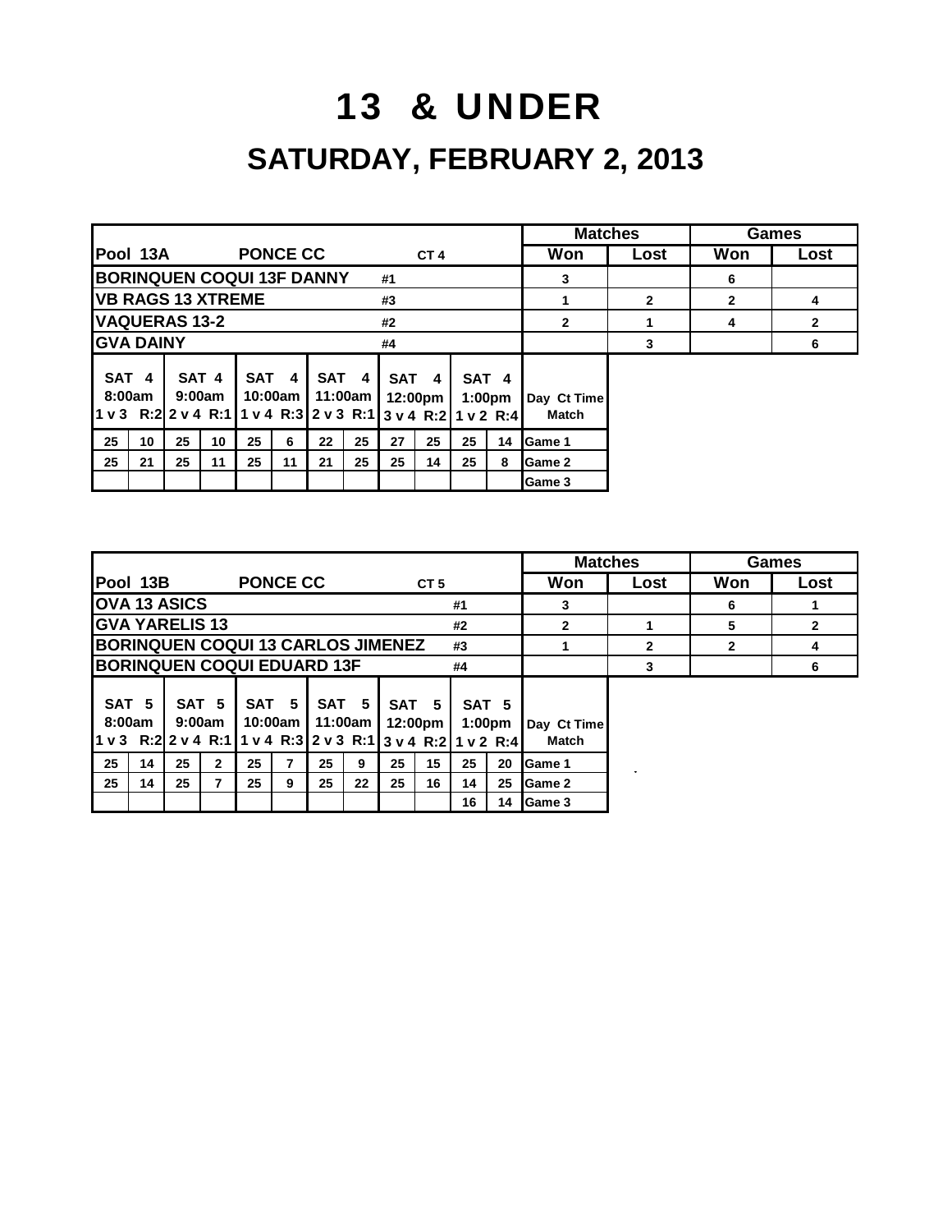# 13 & UNDER

## SATURDAY, FEBRUARY 2, 2013

| Pool 13A | PONCE CC | CT 4 | Matches Won | Matches Lost | Games Won | Games Lost |
|---|---|---|---|---|---|---|
| BORINQUEN COQUI 13F DANNY | | #1 | 3 | | 6 | |
| VB RAGS 13 XTREME | | #3 | 1 | 2 | 2 | 4 |
| VAQUERAS 13-2 | | #2 | 2 | 1 | 4 | 2 |
| GVA DAINY | | #4 | | 3 | | 6 |

| SAT 4 8:00am 1 v 3 R:2 | | SAT 4 9:00am 2 v 4 R:1 | | SAT 4 10:00am 1 v 4 R:3 | | SAT 4 11:00am 2 v 3 R:1 | | SAT 4 12:00pm 3 v 4 R:2 | | SAT 4 1:00pm 1 v 2 R:4 | | Day Ct Time Match |
|---|---|---|---|---|---|---|---|---|---|---|---|---|
| 25 | 10 | 25 | 10 | 25 | 6 | 22 | 25 | 27 | 25 | 25 | 14 | Game 1 |
| 25 | 21 | 25 | 11 | 25 | 11 | 21 | 25 | 25 | 14 | 25 | 8 | Game 2 |
| | | | | | | | | | | | | Game 3 |

| Pool 13B | PONCE CC | CT 5 | Matches Won | Matches Lost | Games Won | Games Lost |
|---|---|---|---|---|---|---|
| OVA 13 ASICS | | #1 | 3 | | 6 | 1 |
| GVA YARELIS 13 | | #2 | 2 | 1 | 5 | 2 |
| BORINQUEN COQUI 13 CARLOS JIMENEZ | | #3 | 1 | 2 | 2 | 4 |
| BORINQUEN COQUI EDUARD 13F | | #4 | | 3 | | 6 |

| SAT 5 8:00am 1 v 3 R:2 | | SAT 5 9:00am 2 v 4 R:1 | | SAT 5 10:00am 1 v 4 R:3 | | SAT 5 11:00am 2 v 3 R:1 | | SAT 5 12:00pm 3 v 4 R:2 | | SAT 5 1:00pm 1 v 2 R:4 | | Day Ct Time Match |
|---|---|---|---|---|---|---|---|---|---|---|---|---|
| 25 | 14 | 25 | 2 | 25 | 7 | 25 | 9 | 25 | 15 | 25 | 20 | Game 1 |
| 25 | 14 | 25 | 7 | 25 | 9 | 25 | 22 | 25 | 16 | 14 | 25 | Game 2 |
| | | | | | | | | | | 16 | 14 | Game 3 |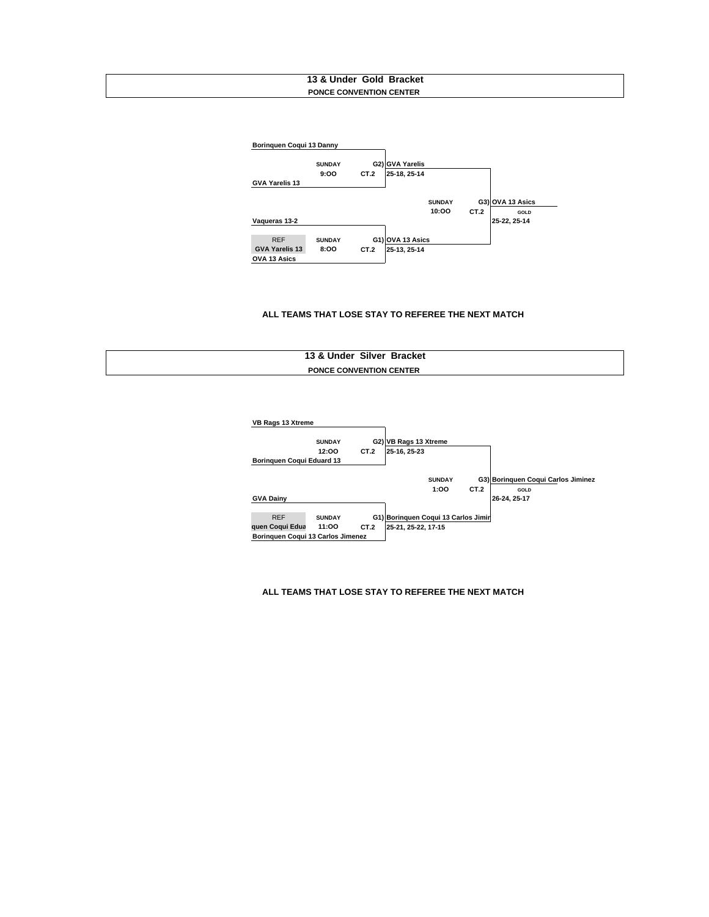## 13 & Under Gold Bracket

**PONCE CONVENTION CENTER**

**Borinquen Coqui 13 Danny**

SUNDAY 9:OO CT.2 — **G2) GVA Yarelis** 25-18, 25-14

**GVA Yarelis 13**

SUNDAY 10:OO CT.2 — **G3) OVA 13 Asics** GOLD 25-22, 25-14

**Vaqueras 13-2**

REF: GVA Yarelis 13

SUNDAY 8:OO CT.2 — **G1) OVA 13 Asics** 25-13, 25-14

**OVA 13 Asics**

**ALL TEAMS THAT LOSE STAY TO REFEREE THE NEXT MATCH**

## 13 & Under Silver Bracket

**PONCE CONVENTION CENTER**

**VB Rags 13 Xtreme**

SUNDAY 12:OO CT.2 — **G2) VB Rags 13 Xtreme** 25-16, 25-23

**Borinquen Coqui Eduard 13**

SUNDAY 1:OO CT.2 — **G3) Borinquen Coqui Carlos Jiminez** GOLD 26-24, 25-17

**GVA Dainy**

REF: quen Coqui Edua

SUNDAY 11:OO CT.2 — **G1) Borinquen Coqui 13 Carlos Jimir** 25-21, 25-22, 17-15

**Borinquen Coqui 13 Carlos Jimenez**

**ALL TEAMS THAT LOSE STAY TO REFEREE THE NEXT MATCH**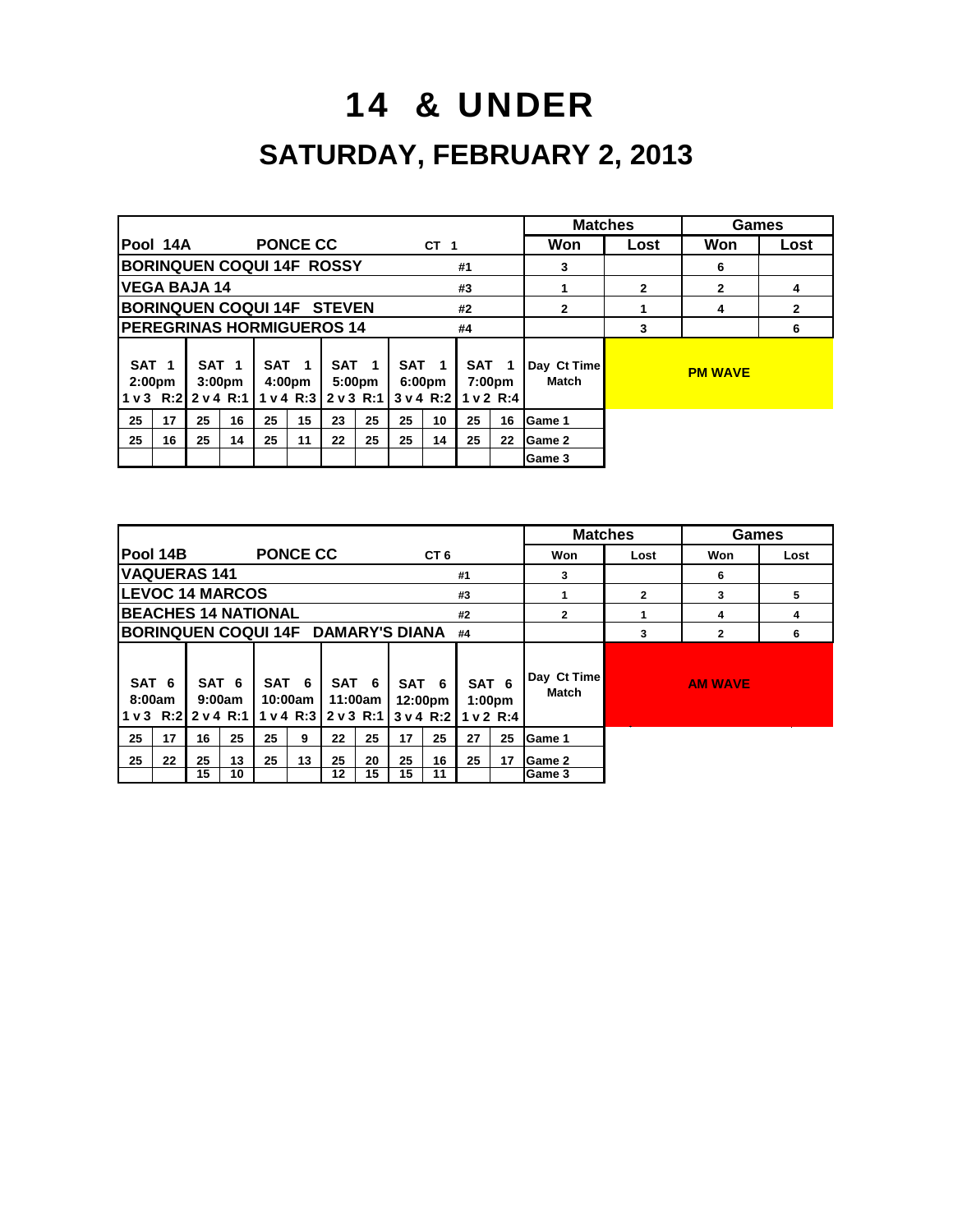# 14 & UNDER

## SATURDAY, FEBRUARY 2, 2013

| Pool 14A | PONCE CC | CT 1 | | Matches Won | Matches Lost | Games Won | Games Lost |
|---|---|---|---|---|---|---|---|
| BORINQUEN COQUI 14F ROSSY | | | #1 | 3 | | 6 | |
| VEGA BAJA 14 | | | #3 | 1 | 2 | 2 | 4 |
| BORINQUEN COQUI 14F STEVEN | | | #2 | 2 | 1 | 4 | 2 |
| PEREGRINAS HORMIGUEROS 14 | | | #4 | | 3 | | 6 |

PM WAVE

| SAT 1 2:00pm 1 v 3 R:2 | | SAT 1 3:00pm 2 v 4 R:1 | | SAT 1 4:00pm 1 v 4 R:3 | | SAT 1 5:00pm 2 v 3 R:1 | | SAT 1 6:00pm 3 v 4 R:2 | | SAT 1 7:00pm 1 v 2 R:4 | | Day Ct Time Match |
|---|---|---|---|---|---|---|---|---|---|---|---|---|
| 25 | 17 | 25 | 16 | 25 | 15 | 23 | 25 | 25 | 10 | 25 | 16 | Game 1 |
| 25 | 16 | 25 | 14 | 25 | 11 | 22 | 25 | 25 | 14 | 25 | 22 | Game 2 |
| | | | | | | | | | | | | Game 3 |

| Pool 14B | PONCE CC | CT 6 | | Matches Won | Matches Lost | Games Won | Games Lost |
|---|---|---|---|---|---|---|---|
| VAQUERAS 141 | | | #1 | 3 | | 6 | |
| LEVOC 14 MARCOS | | | #3 | 1 | 2 | 3 | 5 |
| BEACHES 14 NATIONAL | | | #2 | 2 | 1 | 4 | 4 |
| BORINQUEN COQUI 14F DAMARY'S DIANA | | | #4 | | 3 | 2 | 6 |

AM WAVE

| SAT 6 8:00am 1 v 3 R:2 | | SAT 6 9:00am 2 v 4 R:1 | | SAT 6 10:00am 1 v 4 R:3 | | SAT 6 11:00am 2 v 3 R:1 | | SAT 6 12:00pm 3 v 4 R:2 | | SAT 6 1:00pm 1 v 2 R:4 | | Day Ct Time Match |
|---|---|---|---|---|---|---|---|---|---|---|---|---|
| 25 | 17 | 16 | 25 | 25 | 9 | 22 | 25 | 17 | 25 | 27 | 25 | Game 1 |
| 25 | 22 | 25 | 13 | 25 | 13 | 25 | 20 | 25 | 16 | 25 | 17 | Game 2 |
| | | 15 | 10 | | | 12 | 15 | 15 | 11 | | | Game 3 |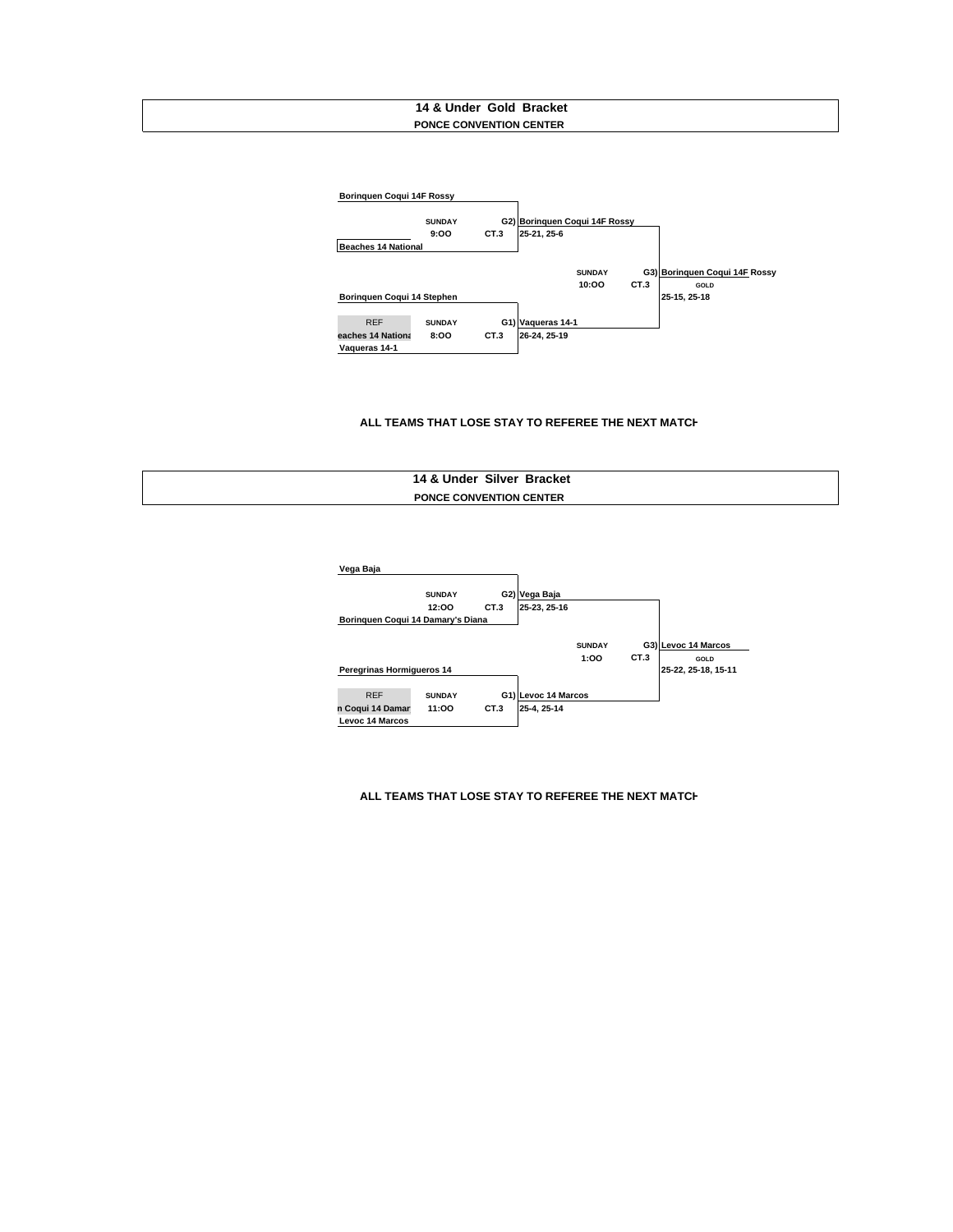## 14 & Under Gold Bracket

**PONCE CONVENTION CENTER**

Borinquen Coqui 14F Rossy

SUNDAY 9:OO CT.3

Beaches 14 National

G2) Borinquen Coqui 14F Rossy
25-21, 25-6

SUNDAY 10:OO CT.3

G3) Borinquen Coqui 14F Rossy
GOLD
25-15, 25-18

Borinquen Coqui 14 Stephen

REF
eaches 14 Nationa

SUNDAY 8:OO CT.3

Vaqueras 14-1

G1) Vaqueras 14-1
26-24, 25-19

**ALL TEAMS THAT LOSE STAY TO REFEREE THE NEXT MATCH**

## 14 & Under Silver Bracket

**PONCE CONVENTION CENTER**

Vega Baja

SUNDAY 12:OO CT.3

Borinquen Coqui 14 Damary's Diana

G2) Vega Baja
25-23, 25-16

SUNDAY 1:OO CT.3

G3) Levoc 14 Marcos
GOLD
25-22, 25-18, 15-11

Peregrinas Hormigueros 14

REF
n Coqui 14 Damar

SUNDAY 11:OO CT.3

Levoc 14 Marcos

G1) Levoc 14 Marcos
25-4, 25-14

**ALL TEAMS THAT LOSE STAY TO REFEREE THE NEXT MATCH**